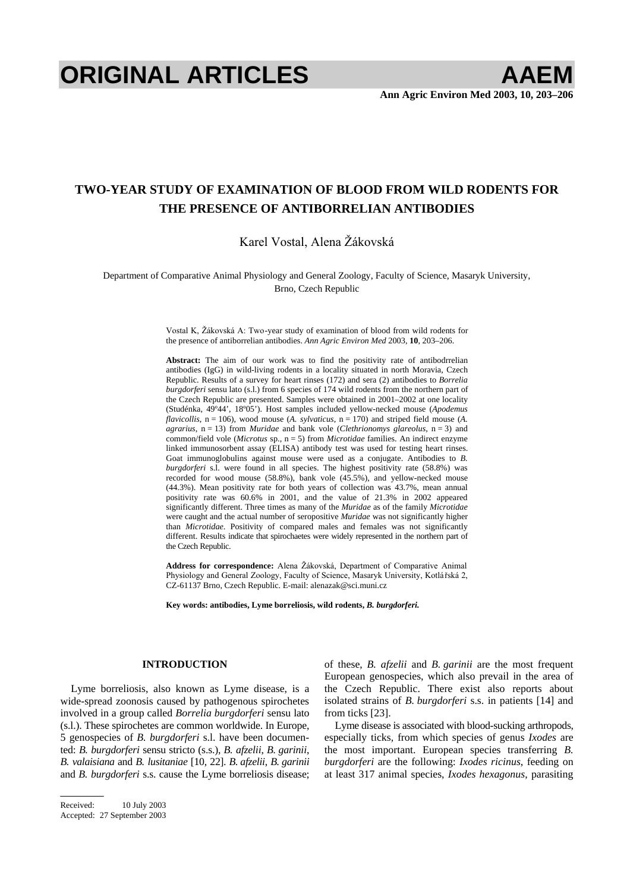# ORIGINAL ARTICLES

## TWO-YEAR STUDY OF EXAMINATION OF BLOOD FROM WILD RODENTS FOR THE PRESENCE OF ANTIBORRELIAN ANTIBODIES

Karel Vostal, Alena Žákovská

Department of Comparative Animal Physiology and General Zoology, Faculty of Science, Masaryk University, Brno, Czech Republic

Vostal K, Žákovská A: Two-year study of examination of blood from wild rodents for the presence of antiborrelian antibodies. *Ann Agric Environ Med* 2003, **10**, 203–206.

**Abstract:** The aim of our work was to find the positivity rate of antibodrrelian antibodies (IgG) in wild-living rodents in a locality situated in north Moravia, Czech Republic. Results of a survey for heart rinses (172) and sera (2) antibodies to *Borrelia burgdorferi* sensu lato (s.l.) from 6 species of 174 wild rodents from the northern part of the Czech Republic are presented. Samples were obtained in 2001–2002 at one locality (Studénka, 49º44', 18º05'). Host samples included yellow-necked mouse (*Apodemus flavicollis*, n = 106), wood mouse (*A. sylvaticus*, n = 170) and striped field mouse (*A. agrarius*, n = 13) from *Muridae* and bank vole (*Clethrionomys glareolus*, n = 3) and common/field vole (*Microtus* sp., n = 5) from *Microtidae* families. An indirect enzyme linked immunosorbent assay (ELISA) antibody test was used for testing heart rinses. Goat immunoglobulins against mouse were used as a conjugate. Antibodies to *B. burgdorferi* s.l. were found in all species. The highest positivity rate (58.8%) was recorded for wood mouse (58.8%), bank vole (45.5%), and yellow-necked mouse (44.3%). Mean positivity rate for both years of collection was 43.7%, mean annual positivity rate was 60.6% in 2001, and the value of 21.3% in 2002 appeared significantly different. Three times as many of the *Muridae* as of the family *Microtidae* were caught and the actual number of seropositive *Muridae* was not significantly higher than *Microtidae*. Positivity of compared males and females was not significantly different. Results indicate that spirochaetes were widely represented in the northern part of the Czech Republic.

**Address for correspondence:** Alena Žákovská, Department of Comparative Animal Physiology and General Zoology, Faculty of Science, Masaryk University, Kotlářská 2, CZ-61137 Brno, Czech Republic. E-mail: alenazak@sci.muni.cz

**Key words: antibodies, Lyme borreliosis, wild rodents, *B. burgdorferi*.**

### INTRODUCTION

Lyme borreliosis, also known as Lyme disease, is a wide-spread zoonosis caused by pathogenous spirochetes involved in a group called *Borrelia burgdorferi* sensu lato (s.l.). These spirochetes are common worldwide. In Europe, 5 genospecies of *B. burgdorferi* s.l. have been documented: *B. burgdorferi* sensu stricto (s.s.), *B. afzelii*, *B. garinii*, *B. valaisiana* and *B. lusitaniae* [10, 22]. *B. afzelii*, *B. garinii* and *B. burgdorferi* s.s. cause the Lyme borreliosis disease; of these, *B. afzelii* and *B. garinii* are the most frequent European genospecies, which also prevail in the area of the Czech Republic. There exist also reports about isolated strains of *B. burgdorferi* s.s. in patients [14] and from ticks [23].

Lyme disease is associated with blood-sucking arthropods, especially ticks, from which species of genus *Ixodes* are the most important. European species transferring *B. burgdorferi* are the following: *Ixodes ricinus*, feeding on at least 317 animal species, *Ixodes hexagonus*, parasiting

Received: 10 July 2003
Accepted: 27 September 2003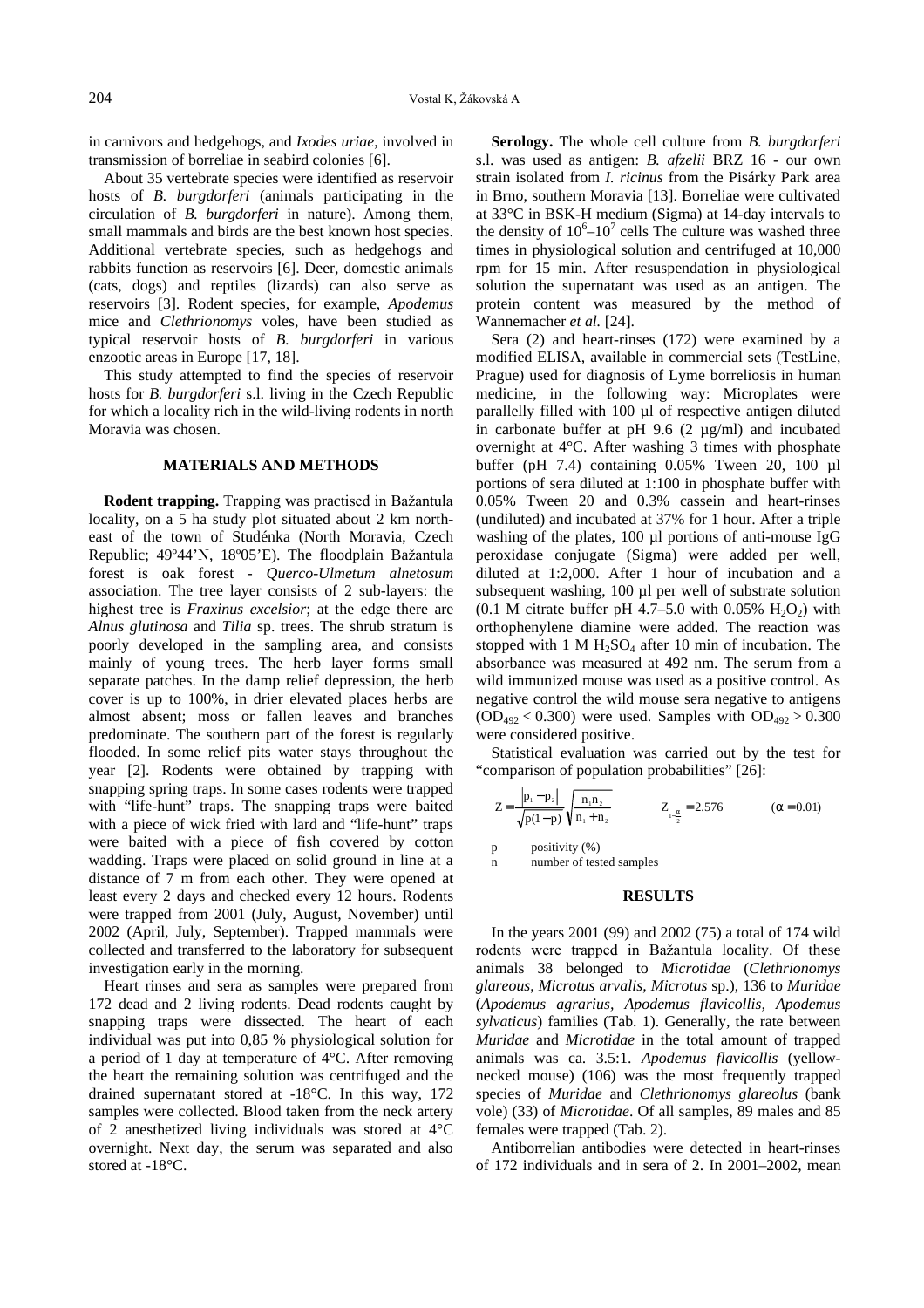in carnivors and hedgehogs, and *Ixodes uriae*, involved in transmission of borreliae in seabird colonies [6].

About 35 vertebrate species were identified as reservoir hosts of *B. burgdorferi* (animals participating in the circulation of *B. burgdorferi* in nature). Among them, small mammals and birds are the best known host species. Additional vertebrate species, such as hedgehogs and rabbits function as reservoirs [6]. Deer, domestic animals (cats, dogs) and reptiles (lizards) can also serve as reservoirs [3]. Rodent species, for example, *Apodemus* mice and *Clethrionomys* voles, have been studied as typical reservoir hosts of *B. burgdorferi* in various enzootic areas in Europe [17, 18].

This study attempted to find the species of reservoir hosts for *B. burgdorferi* s.l. living in the Czech Republic for which a locality rich in the wild-living rodents in north Moravia was chosen.

## MATERIALS AND METHODS

**Rodent trapping.** Trapping was practised in Bažantula locality, on a 5 ha study plot situated about 2 km north-east of the town of Studénka (North Moravia, Czech Republic; 49º44'N, 18º05'E). The floodplain Bažantula forest is oak forest - *Querco-Ulmetum alnetosum* association. The tree layer consists of 2 sub-layers: the highest tree is *Fraxinus excelsior*; at the edge there are *Alnus glutinosa* and *Tilia* sp. trees. The shrub stratum is poorly developed in the sampling area, and consists mainly of young trees. The herb layer forms small separate patches. In the damp relief depression, the herb cover is up to 100%, in drier elevated places herbs are almost absent; moss or fallen leaves and branches predominate. The southern part of the forest is regularly flooded. In some relief pits water stays throughout the year [2]. Rodents were obtained by trapping with snapping spring traps. In some cases rodents were trapped with "life-hunt" traps. The snapping traps were baited with a piece of wick fried with lard and "life-hunt" traps were baited with a piece of fish covered by cotton wadding. Traps were placed on solid ground in line at a distance of 7 m from each other. They were opened at least every 2 days and checked every 12 hours. Rodents were trapped from 2001 (July, August, November) until 2002 (April, July, September). Trapped mammals were collected and transferred to the laboratory for subsequent investigation early in the morning.

Heart rinses and sera as samples were prepared from 172 dead and 2 living rodents. Dead rodents caught by snapping traps were dissected. The heart of each individual was put into 0,85 % physiological solution for a period of 1 day at temperature of 4°C. After removing the heart the remaining solution was centrifuged and the drained supernatant stored at -18°C. In this way, 172 samples were collected. Blood taken from the neck artery of 2 anesthetized living individuals was stored at 4°C overnight. Next day, the serum was separated and also stored at -18°C.

**Serology.** The whole cell culture from *B. burgdorferi* s.l. was used as antigen: *B. afzelii* BRZ 16 - our own strain isolated from *I. ricinus* from the Pisárky Park area in Brno, southern Moravia [13]. Borreliae were cultivated at 33°C in BSK-H medium (Sigma) at 14-day intervals to the density of $10^6$–$10^7$ cells The culture was washed three times in physiological solution and centrifuged at 10,000 rpm for 15 min. After resuspendation in physiological solution the supernatant was used as an antigen. The protein content was measured by the method of Wannemacher *et al.* [24].

Sera (2) and heart-rinses (172) were examined by a modified ELISA, available in commercial sets (TestLine, Prague) used for diagnosis of Lyme borreliosis in human medicine, in the following way: Microplates were parallelly filled with 100 µl of respective antigen diluted in carbonate buffer at pH 9.6 (2 µg/ml) and incubated overnight at 4°C. After washing 3 times with phosphate buffer (pH 7.4) containing 0.05% Tween 20, 100 µl portions of sera diluted at 1:100 in phosphate buffer with 0.05% Tween 20 and 0.3% cassein and heart-rinses (undiluted) and incubated at 37% for 1 hour. After a triple washing of the plates, 100 µl portions of anti-mouse IgG peroxidase conjugate (Sigma) were added per well, diluted at 1:2,000. After 1 hour of incubation and a subsequent washing, 100 µl per well of substrate solution (0.1 M citrate buffer pH 4.7–5.0 with 0.05% $H_2O_2$) with orthophenylene diamine were added. The reaction was stopped with 1 M $H_2SO_4$ after 10 min of incubation. The absorbance was measured at 492 nm. The serum from a wild immunized mouse was used as a positive control. As negative control the wild mouse sera negative to antigens ($OD_{492} < 0.300$) were used. Samples with $OD_{492} > 0.300$ were considered positive.

Statistical evaluation was carried out by the test for "comparison of population probabilities" [26]:

$$Z = \frac{|p_1 - p_2|}{\sqrt{p(1-p)}} \sqrt{\frac{n_1 n_2}{n_1 + n_2}} \qquad Z_{1-\frac{\alpha}{2}} = 2.576 \qquad (\alpha = 0.01)$$

p  positivity (%)
n  number of tested samples

## RESULTS

In the years 2001 (99) and 2002 (75) a total of 174 wild rodents were trapped in Bažantula locality. Of these animals 38 belonged to *Microtidae* (*Clethrionomys glareous*, *Microtus arvalis, Microtus* sp.), 136 to *Muridae* (*Apodemus agrarius, Apodemus flavicollis, Apodemus sylvaticus*) families (Tab. 1). Generally, the rate between *Muridae* and *Microtidae* in the total amount of trapped animals was ca. 3.5:1. *Apodemus flavicollis* (yellow-necked mouse) (106) was the most frequently trapped species of *Muridae* and *Clethrionomys glareolus* (bank vole) (33) of *Microtidae*. Of all samples, 89 males and 85 females were trapped (Tab. 2).

Antiborrelian antibodies were detected in heart-rinses of 172 individuals and in sera of 2. In 2001–2002, mean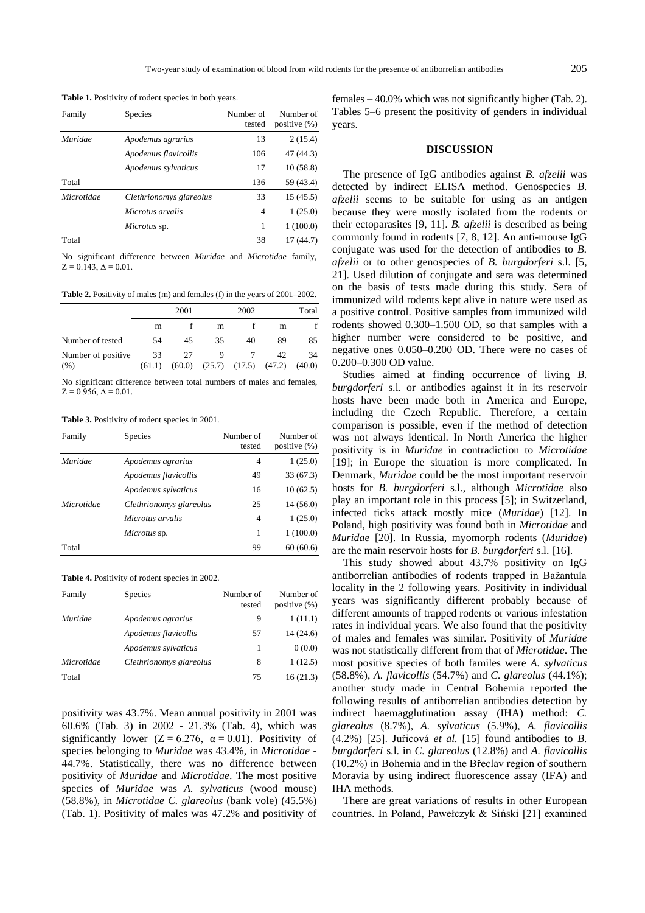**Table 1.** Positivity of rodent species in both years.

| Family | Species | Number of tested | Number of positive (%) |
|---|---|---|---|
| *Muridae* | *Apodemus agrarius* | 13 | 2 (15.4) |
| | *Apodemus flavicollis* | 106 | 47 (44.3) |
| | *Apodemus sylvaticus* | 17 | 10 (58.8) |
| Total | | 136 | 59 (43.4) |
| *Microtidae* | *Clethrionomys glareolus* | 33 | 15 (45.5) |
| | *Microtus arvalis* | 4 | 1 (25.0) |
| | *Microtus* sp. | 1 | 1 (100.0) |
| Total | | 38 | 17 (44.7) |

No significant difference between *Muridae* and *Microtidae* family, $Z = 0.143$, $\Delta = 0.01$.

**Table 2.** Positivity of males (m) and females (f) in the years of 2001–2002.

| | 2001 | | 2002 | | Total | |
|---|---|---|---|---|---|---|
| | m | f | m | f | m | f |
| Number of tested | 54 | 45 | 35 | 40 | 89 | 85 |
| Number of positive (%) | 33 (61.1) | 27 (60.0) | 9 (25.7) | 7 (17.5) | 42 (47.2) | 34 (40.0) |

No significant difference between total numbers of males and females, $Z = 0.956$, $\Delta = 0.01$.

**Table 3.** Positivity of rodent species in 2001.

| Family | Species | Number of tested | Number of positive (%) |
|---|---|---|---|
| *Muridae* | *Apodemus agrarius* | 4 | 1 (25.0) |
| | *Apodemus flavicollis* | 49 | 33 (67.3) |
| | *Apodemus sylvaticus* | 16 | 10 (62.5) |
| *Microtidae* | *Clethrionomys glareolus* | 25 | 14 (56.0) |
| | *Microtus arvalis* | 4 | 1 (25.0) |
| | *Microtus* sp. | 1 | 1 (100.0) |
| Total | | 99 | 60 (60.6) |

**Table 4.** Positivity of rodent species in 2002.

| Family | Species | Number of tested | Number of positive (%) |
|---|---|---|---|
| *Muridae* | *Apodemus agrarius* | 9 | 1 (11.1) |
| | *Apodemus flavicollis* | 57 | 14 (24.6) |
| | *Apodemus sylvaticus* | 1 | 0 (0.0) |
| *Microtidae* | *Clethrionomys glareolus* | 8 | 1 (12.5) |
| Total | | 75 | 16 (21.3) |

positivity was 43.7%. Mean annual positivity in 2001 was 60.6% (Tab. 3) in 2002 - 21.3% (Tab. 4), which was significantly lower ($Z = 6.276$, $\alpha = 0.01$). Positivity of species belonging to *Muridae* was 43.4%, in *Microtidae* - 44.7%. Statistically, there was no difference between positivity of *Muridae* and *Microtidae*. The most positive species of *Muridae* was *A. sylvaticus* (wood mouse) (58.8%), in *Microtidae C. glareolus* (bank vole) (45.5%) (Tab. 1). Positivity of males was 47.2% and positivity of females – 40.0% which was not significantly higher (Tab. 2). Tables 5–6 present the positivity of genders in individual years.

## DISCUSSION

The presence of IgG antibodies against *B. afzelii* was detected by indirect ELISA method. Genospecies *B. afzelii* seems to be suitable for using as an antigen because they were mostly isolated from the rodents or their ectoparasites [9, 11]. *B. afzelii* is described as being commonly found in rodents [7, 8, 12]. An anti-mouse IgG conjugate was used for the detection of antibodies to *B. afzelii* or to other genospecies of *B. burgdorferi* s.l. [5, 21]. Used dilution of conjugate and sera was determined on the basis of tests made during this study. Sera of immunized wild rodents kept alive in nature were used as a positive control. Positive samples from immunized wild rodents showed 0.300–1.500 OD, so that samples with a higher number were considered to be positive, and negative ones 0.050–0.200 OD. There were no cases of 0.200–0.300 OD value.

Studies aimed at finding occurrence of living *B. burgdorferi* s.l. or antibodies against it in its reservoir hosts have been made both in America and Europe, including the Czech Republic. Therefore, a certain comparison is possible, even if the method of detection was not always identical. In North America the higher positivity is in *Muridae* in contradiction to *Microtidae* [19]; in Europe the situation is more complicated. In Denmark, *Muridae* could be the most important reservoir hosts for *B. burgdorferi* s.l., although *Microtidae* also play an important role in this process [5]; in Switzerland, infected ticks attack mostly mice (*Muridae*) [12]. In Poland, high positivity was found both in *Microtidae* and *Muridae* [20]. In Russia, myomorph rodents (*Muridae*) are the main reservoir hosts for *B. burgdorferi* s.l. [16].

This study showed about 43.7% positivity on IgG antiborrelian antibodies of rodents trapped in Bažantula locality in the 2 following years. Positivity in individual years was significantly different probably because of different amounts of trapped rodents or various infestation rates in individual years. We also found that the positivity of males and females was similar. Positivity of *Muridae* was not statistically different from that of *Microtidae*. The most positive species of both familes were *A. sylvaticus* (58.8%), *A. flavicollis* (54.7%) and *C. glareolus* (44.1%); another study made in Central Bohemia reported the following results of antiborrelian antibodies detection by indirect haemagglutination assay (IHA) method: *C. glareolus* (8.7%), *A. sylvaticus* (5.9%), *A. flavicollis* (4.2%) [25]. Juřicová *et al.* [15] found antibodies to *B. burgdorferi* s.l. in *C. glareolus* (12.8%) and *A. flavicollis* (10.2%) in Bohemia and in the Břeclav region of southern Moravia by using indirect fluorescence assay (IFA) and IHA methods.

There are great variations of results in other European countries. In Poland, Pawełczyk & Siński [21] examined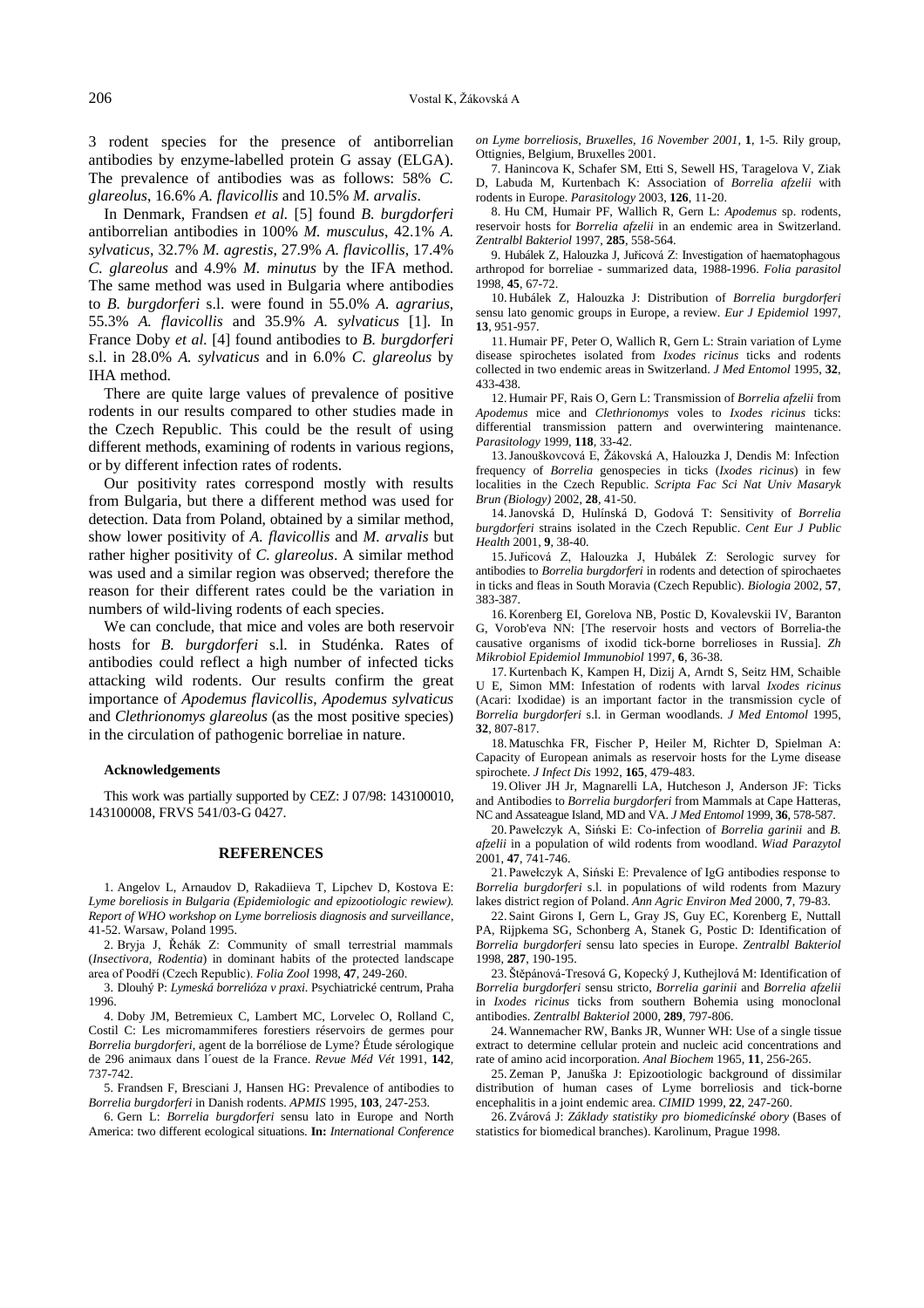3 rodent species for the presence of antiborrelian antibodies by enzyme-labelled protein G assay (ELGA). The prevalence of antibodies was as follows: 58% *C. glareolus*, 16.6% *A. flavicollis* and 10.5% *M. arvalis*.

In Denmark, Frandsen *et al.* [5] found *B. burgdorferi* antiborrelian antibodies in 100% *M. musculus*, 42.1% *A. sylvaticus*, 32.7% *M. agrestis*, 27.9% *A. flavicollis*, 17.4% *C. glareolus* and 4.9% *M. minutus* by the IFA method. The same method was used in Bulgaria where antibodies to *B. burgdorferi* s.l. were found in 55.0% *A. agrarius*, 55.3% *A. flavicollis* and 35.9% *A. sylvaticus* [1]. In France Doby *et al.* [4] found antibodies to *B. burgdorferi* s.l. in 28.0% *A. sylvaticus* and in 6.0% *C. glareolus* by IHA method.

There are quite large values of prevalence of positive rodents in our results compared to other studies made in the Czech Republic. This could be the result of using different methods, examining of rodents in various regions, or by different infection rates of rodents.

Our positivity rates correspond mostly with results from Bulgaria, but there a different method was used for detection. Data from Poland, obtained by a similar method, show lower positivity of *A. flavicollis* and *M. arvalis* but rather higher positivity of *C. glareolus*. A similar method was used and a similar region was observed; therefore the reason for their different rates could be the variation in numbers of wild-living rodents of each species.

We can conclude, that mice and voles are both reservoir hosts for *B. burgdorferi* s.l. in Studénka. Rates of antibodies could reflect a high number of infected ticks attacking wild rodents. Our results confirm the great importance of *Apodemus flavicollis*, *Apodemus sylvaticus* and *Clethrionomys glareolus* (as the most positive species) in the circulation of pathogenic borreliae in nature.

#### Acknowledgements

This work was partially supported by CEZ: J 07/98: 143100010, 143100008, FRVS 541/03-G 0427.

## REFERENCES

1. Angelov L, Arnaudov D, Rakadiieva T, Lipchev D, Kostova E: *Lyme boreliosis in Bulgaria (Epidemiologic and epizootiologic rewiew). Report of WHO workshop on Lyme borreliosis diagnosis and surveillance*, 41-52. Warsaw, Poland 1995.

2. Bryja J, Řehák Z: Community of small terrestrial mammals (*Insectivora, Rodentia*) in dominant habits of the protected landscape area of Poodří (Czech Republic). *Folia Zool* 1998, **47**, 249-260.

3. Dlouhý P: *Lymeská borrelióza v praxi*. Psychiatrické centrum, Praha 1996.

4. Doby JM, Betremieux C, Lambert MC, Lorvelec O, Rolland C, Costil C: Les micromammiferes forestiers réservoirs de germes pour *Borrelia burgdorferi*, agent de la borréliose de Lyme? Étude sérologique de 296 animaux dans l´ouest de la France. *Revue Méd Vét* 1991, **142**, 737-742.

5. Frandsen F, Bresciani J, Hansen HG: Prevalence of antibodies to *Borrelia burgdorferi* in Danish rodents. *APMIS* 1995, **103**, 247-253.

6. Gern L: *Borrelia burgdorferi* sensu lato in Europe and North America: two different ecological situations. **In:** *International Conference on Lyme borreliosis, Bruxelles, 16 November 2001*, **1**, 1-5. Rily group, Ottignies, Belgium, Bruxelles 2001.

7. Hanincova K, Schafer SM, Etti S, Sewell HS, Taragelova V, Ziak D, Labuda M, Kurtenbach K: Association of *Borrelia afzelii* with rodents in Europe. *Parasitology* 2003, **126**, 11-20.

8. Hu CM, Humair PF, Wallich R, Gern L: *Apodemus* sp. rodents, reservoir hosts for *Borrelia afzelii* in an endemic area in Switzerland. *Zentralbl Bakteriol* 1997, **285**, 558-564.

9. Hubálek Z, Halouzka J, Juřicová Z: Investigation of haematophagous arthropod for borreliae - summarized data, 1988-1996. *Folia parasitol* 1998, **45**, 67-72.

10. Hubálek Z, Halouzka J: Distribution of *Borrelia burgdorferi* sensu lato genomic groups in Europe, a review. *Eur J Epidemiol* 1997, **13**, 951-957.

11. Humair PF, Peter O, Wallich R, Gern L: Strain variation of Lyme disease spirochetes isolated from *Ixodes ricinus* ticks and rodents collected in two endemic areas in Switzerland. *J Med Entomol* 1995, **32**, 433-438.

12. Humair PF, Rais O, Gern L: Transmission of *Borrelia afzelii* from *Apodemus* mice and *Clethrionomys* voles to *Ixodes ricinus* ticks: differential transmission pattern and overwintering maintenance. *Parasitology* 1999, **118**, 33-42.

13. Janouškovcová E, Žákovská A, Halouzka J, Dendis M: Infection frequency of *Borrelia* genospecies in ticks (*Ixodes ricinus*) in few localities in the Czech Republic. *Scripta Fac Sci Nat Univ Masaryk Brun (Biology)* 2002, **28**, 41-50.

14. Janovská D, Hulínská D, Godová T: Sensitivity of *Borrelia burgdorferi* strains isolated in the Czech Republic. *Cent Eur J Public Health* 2001, **9**, 38-40.

15. Juřicová Z, Halouzka J, Hubálek Z: Serologic survey for antibodies to *Borrelia burgdorferi* in rodents and detection of spirochaetes in ticks and fleas in South Moravia (Czech Republic). *Biologia* 2002, **57**, 383-387.

16. Korenberg EI, Gorelova NB, Postic D, Kovalevskii IV, Baranton G, Vorob'eva NN: [The reservoir hosts and vectors of Borrelia-the causative organisms of ixodid tick-borne borrelioses in Russia]. *Zh Mikrobiol Epidemiol Immunobiol* 1997, **6**, 36-38.

17. Kurtenbach K, Kampen H, Dizij A, Arndt S, Seitz HM, Schaible U E, Simon MM: Infestation of rodents with larval *Ixodes ricinus* (Acari: Ixodidae) is an important factor in the transmission cycle of *Borrelia burgdorferi* s.l. in German woodlands. *J Med Entomol* 1995, **32**, 807-817.

18. Matuschka FR, Fischer P, Heiler M, Richter D, Spielman A: Capacity of European animals as reservoir hosts for the Lyme disease spirochete. *J Infect Dis* 1992, **165**, 479-483.

19. Oliver JH Jr, Magnarelli LA, Hutcheson J, Anderson JF: Ticks and Antibodies to *Borrelia burgdorferi* from Mammals at Cape Hatteras, NC and Assateague Island, MD and VA. *J Med Entomol* 1999, **36**, 578-587.

20. Pawełczyk A, Siński E: Co-infection of *Borrelia garinii* and *B. afzelii* in a population of wild rodents from woodland. *Wiad Parazytol* 2001, **47**, 741-746.

21. Pawełczyk A, Siński E: Prevalence of IgG antibodies response to *Borrelia burgdorferi* s.l. in populations of wild rodents from Mazury lakes district region of Poland. *Ann Agric Environ Med* 2000, **7**, 79-83.

22. Saint Girons I, Gern L, Gray JS, Guy EC, Korenberg E, Nuttall PA, Rijpkema SG, Schonberg A, Stanek G, Postic D: Identification of *Borrelia burgdorferi* sensu lato species in Europe. *Zentralbl Bakteriol* 1998, **287**, 190-195.

23. Štěpánová-Tresová G, Kopecký J, Kuthejlová M: Identification of *Borrelia burgdorferi* sensu stricto, *Borrelia garinii* and *Borrelia afzelii* in *Ixodes ricinus* ticks from southern Bohemia using monoclonal antibodies. *Zentralbl Bakteriol* 2000, **289**, 797-806.

24. Wannemacher RW, Banks JR, Wunner WH: Use of a single tissue extract to determine cellular protein and nucleic acid concentrations and rate of amino acid incorporation. *Anal Biochem* 1965, **11**, 256-265.

25. Zeman P, Januška J: Epizootiologic background of dissimilar distribution of human cases of Lyme borreliosis and tick-borne encephalitis in a joint endemic area. *CIMID* 1999, **22**, 247-260.

26. Zvárová J: *Základy statistiky pro biomedicínské obory* (Bases of statistics for biomedical branches). Karolinum, Prague 1998.